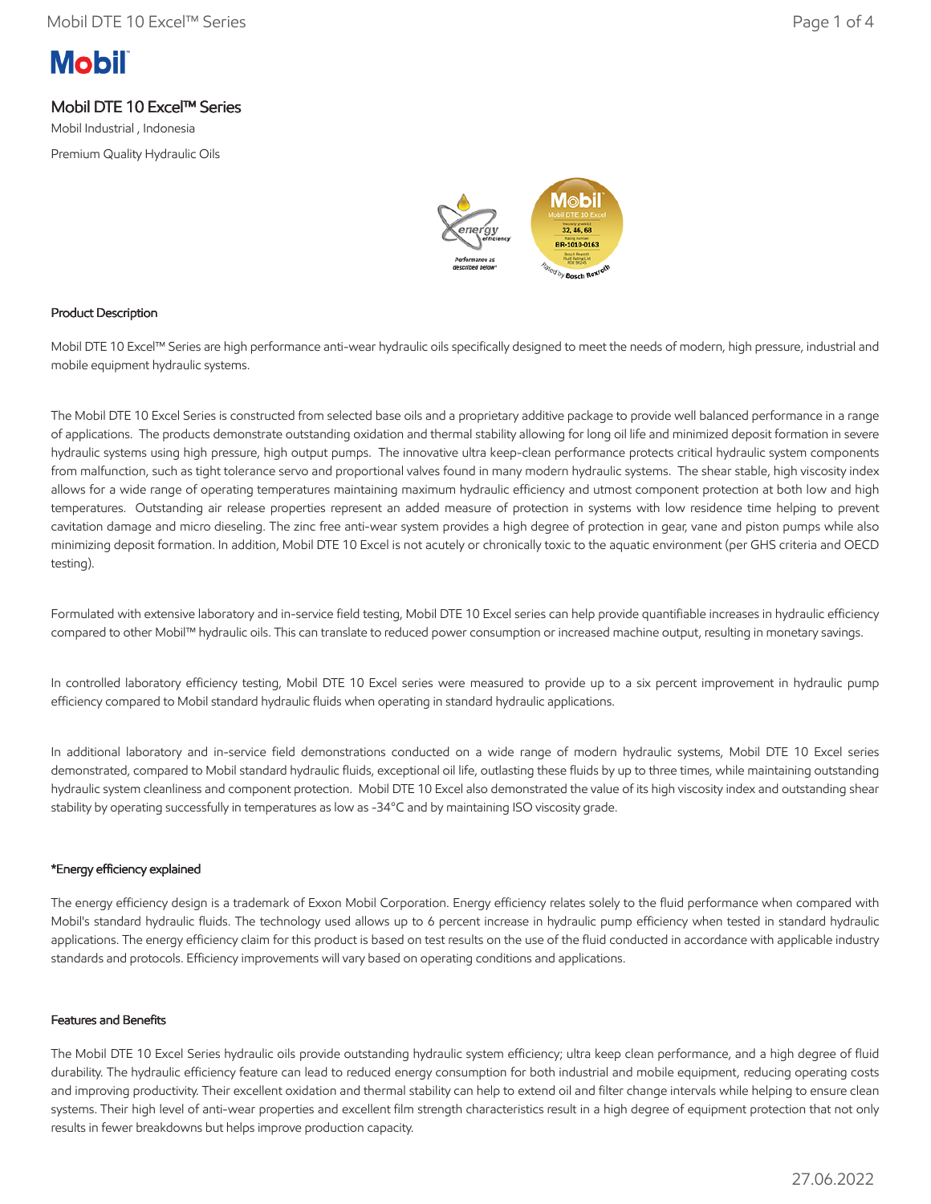# Mobil DTE 10 Excel™ Series

Mobil Industrial , Indonesia

Premium Quality Hydraulic Oils

## Product Description

Mobil DTE 10 Excel™ Series are high performance anti-wear hydraulic oils specifically designed to meet the needs of modern, high pressure, industrial and mobile equipment hydraulic systems.

The Mobil DTE 10 Excel Series is constructed from selected base oils and a proprietary additive package to provide well balanced performance in a range of applications. The products demonstrate outstanding oxidation and thermal stability allowing for long oil life and minimized deposit formation in severe hydraulic systems using high pressure, high output pumps. The innovative ultra keep-clean performance protects critical hydraulic system components from malfunction, such as tight tolerance servo and proportional valves found in many modern hydraulic systems. The shear stable, high viscosity index allows for a wide range of operating temperatures maintaining maximum hydraulic efficiency and utmost component protection at both low and high temperatures. Outstanding air release properties represent an added measure of protection in systems with low residence time helping to prevent cavitation damage and micro dieseling. The zinc free anti-wear system provides a high degree of protection in gear, vane and piston pumps while also minimizing deposit formation. In addition, Mobil DTE 10 Excel is not acutely or chronically toxic to the aquatic environment (per GHS criteria and OECD testing).

Formulated with extensive laboratory and in-service field testing, Mobil DTE 10 Excel series can help provide quantifiable increases in hydraulic efficiency compared to other Mobil™ hydraulic oils. This can translate to reduced power consumption or increased machine output, resulting in monetary savings.

In controlled laboratory efficiency testing, Mobil DTE 10 Excel series were measured to provide up to a six percent improvement in hydraulic pump efficiency compared to Mobil standard hydraulic fluids when operating in standard hydraulic applications.

In additional laboratory and in-service field demonstrations conducted on a wide range of modern hydraulic systems, Mobil DTE 10 Excel series demonstrated, compared to Mobil standard hydraulic fluids, exceptional oil life, outlasting these fluids by up to three times, while maintaining outstanding hydraulic system cleanliness and component protection. Mobil DTE 10 Excel also demonstrated the value of its high viscosity index and outstanding shear stability by operating successfully in temperatures as low as -34°C and by maintaining ISO viscosity grade.

### *Energy efficiency explained

The energy efficiency design is a trademark of Exxon Mobil Corporation. Energy efficiency relates solely to the fluid performance when compared with Mobil's standard hydraulic fluids. The technology used allows up to 6 percent increase in hydraulic pump efficiency when tested in standard hydraulic applications. The energy efficiency claim for this product is based on test results on the use of the fluid conducted in accordance with applicable industry standards and protocols. Efficiency improvements will vary based on operating conditions and applications.

## Features and Benefits

The Mobil DTE 10 Excel Series hydraulic oils provide outstanding hydraulic system efficiency; ultra keep clean performance, and a high degree of fluid durability. The hydraulic efficiency feature can lead to reduced energy consumption for both industrial and mobile equipment, reducing operating costs and improving productivity. Their excellent oxidation and thermal stability can help to extend oil and filter change intervals while helping to ensure clean systems. Their high level of anti-wear properties and excellent film strength characteristics result in a high degree of equipment protection that not only results in fewer breakdowns but helps improve production capacity.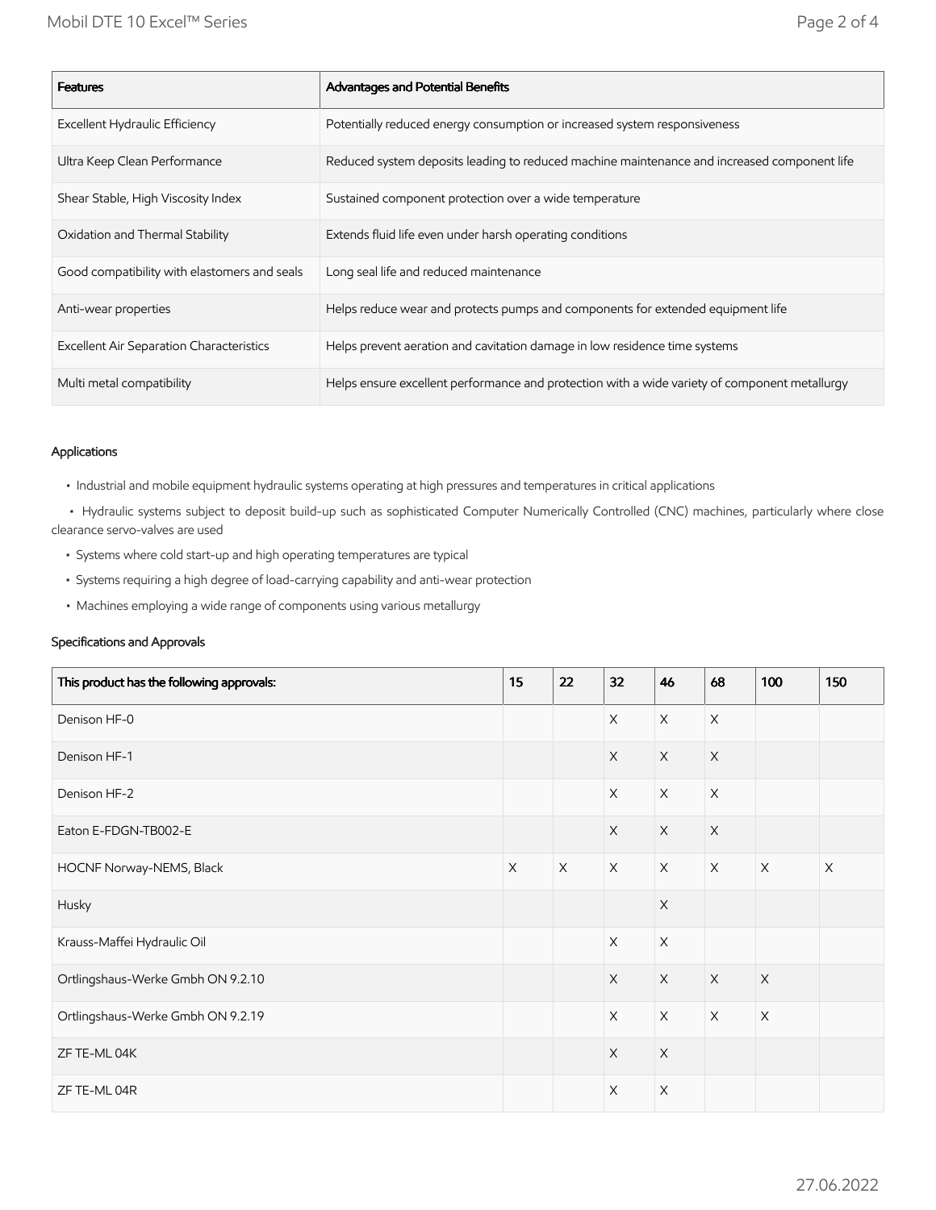| Features | Advantages and Potential Benefits |
|---|---|
| Excellent Hydraulic Efficiency | Potentially reduced energy consumption or increased system responsiveness |
| Ultra Keep Clean Performance | Reduced system deposits leading to reduced machine maintenance and increased component life |
| Shear Stable, High Viscosity Index | Sustained component protection over a wide temperature |
| Oxidation and Thermal Stability | Extends fluid life even under harsh operating conditions |
| Good compatibility with elastomers and seals | Long seal life and reduced maintenance |
| Anti-wear properties | Helps reduce wear and protects pumps and components for extended equipment life |
| Excellent Air Separation Characteristics | Helps prevent aeration and cavitation damage in low residence time systems |
| Multi metal compatibility | Helps ensure excellent performance and protection with a wide variety of component metallurgy |

### Applications

- Industrial and mobile equipment hydraulic systems operating at high pressures and temperatures in critical applications
- Hydraulic systems subject to deposit build-up such as sophisticated Computer Numerically Controlled (CNC) machines, particularly where close clearance servo-valves are used
- Systems where cold start-up and high operating temperatures are typical
- Systems requiring a high degree of load-carrying capability and anti-wear protection
- Machines employing a wide range of components using various metallurgy

### Specifications and Approvals

| This product has the following approvals: | 15 | 22 | 32 | 46 | 68 | 100 | 150 |
|---|---|---|---|---|---|---|---|
| Denison HF-0 | | | X | X | X | | |
| Denison HF-1 | | | X | X | X | | |
| Denison HF-2 | | | X | X | X | | |
| Eaton E-FDGN-TB002-E | | | X | X | X | | |
| HOCNF Norway-NEMS, Black | X | X | X | X | X | X | X |
| Husky | | | | X | | | |
| Krauss-Maffei Hydraulic Oil | | | X | X | | | |
| Ortlingshaus-Werke Gmbh ON 9.2.10 | | | X | X | X | X | |
| Ortlingshaus-Werke Gmbh ON 9.2.19 | | | X | X | X | X | |
| ZF TE-ML 04K | | | X | X | | | |
| ZF TE-ML 04R | | | X | X | | | |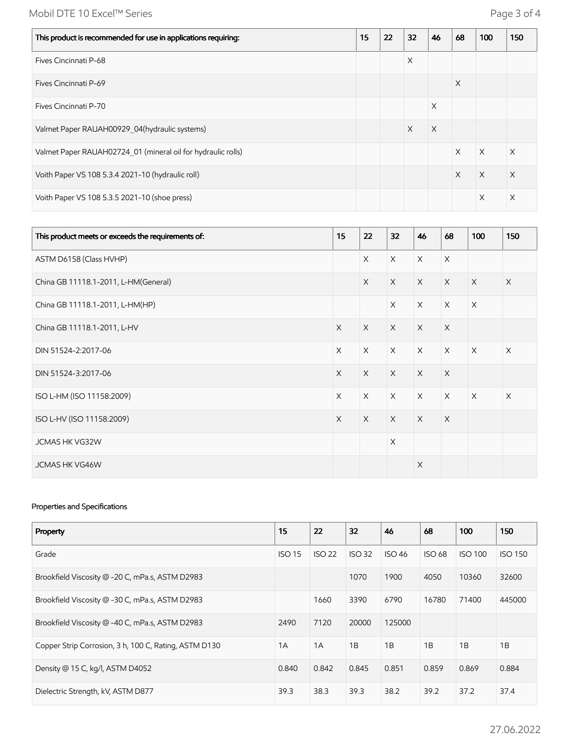| This product is recommended for use in applications requiring: | 15 | 22 | 32 | 46 | 68 | 100 | 150 |
| --- | --- | --- | --- | --- | --- | --- | --- |
| Fives Cincinnati P-68 | | | X | | | | |
| Fives Cincinnati P-69 | | | | | X | | |
| Fives Cincinnati P-70 | | | | X | | | |
| Valmet Paper RAUAH00929_04(hydraulic systems) | | | X | X | | | |
| Valmet Paper RAUAH02724_01 (mineral oil for hydraulic rolls) | | | | | X | X | X |
| Voith Paper VS 108 5.3.4 2021-10 (hydraulic roll) | | | | | X | X | X |
| Voith Paper VS 108 5.3.5 2021-10 (shoe press) | | | | | | X | X |

| This product meets or exceeds the requirements of: | 15 | 22 | 32 | 46 | 68 | 100 | 150 |
| --- | --- | --- | --- | --- | --- | --- | --- |
| ASTM D6158 (Class HVHP) | | X | X | X | X | | |
| China GB 11118.1-2011, L-HM(General) | | X | X | X | X | X | X |
| China GB 11118.1-2011, L-HM(HP) | | | X | X | X | X | |
| China GB 11118.1-2011, L-HV | X | X | X | X | X | | |
| DIN 51524-2:2017-06 | X | X | X | X | X | X | X |
| DIN 51524-3:2017-06 | X | X | X | X | X | | |
| ISO L-HM (ISO 11158:2009) | X | X | X | X | X | X | X |
| ISO L-HV (ISO 11158:2009) | X | X | X | X | X | | |
| JCMAS HK VG32W | | | X | | | | |
| JCMAS HK VG46W | | | | X | | | |

Properties and Specifications

| Property | 15 | 22 | 32 | 46 | 68 | 100 | 150 |
| --- | --- | --- | --- | --- | --- | --- | --- |
| Grade | ISO 15 | ISO 22 | ISO 32 | ISO 46 | ISO 68 | ISO 100 | ISO 150 |
| Brookfield Viscosity @ -20 C, mPa.s, ASTM D2983 | | | 1070 | 1900 | 4050 | 10360 | 32600 |
| Brookfield Viscosity @ -30 C, mPa.s, ASTM D2983 | | 1660 | 3390 | 6790 | 16780 | 71400 | 445000 |
| Brookfield Viscosity @ -40 C, mPa.s, ASTM D2983 | 2490 | 7120 | 20000 | 125000 | | | |
| Copper Strip Corrosion, 3 h, 100 C, Rating, ASTM D130 | 1A | 1A | 1B | 1B | 1B | 1B | 1B |
| Density @ 15 C, kg/l, ASTM D4052 | 0.840 | 0.842 | 0.845 | 0.851 | 0.859 | 0.869 | 0.884 |
| Dielectric Strength, kV, ASTM D877 | 39.3 | 38.3 | 39.3 | 38.2 | 39.2 | 37.2 | 37.4 |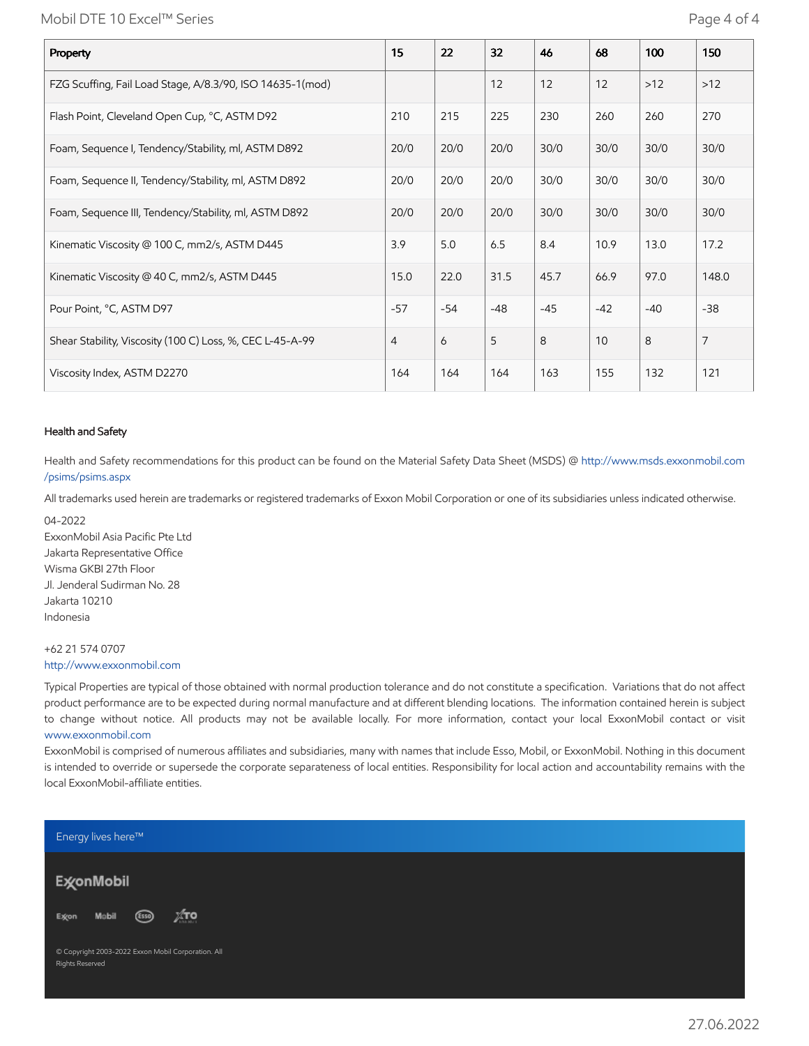| Property | 15 | 22 | 32 | 46 | 68 | 100 | 150 |
|---|---|---|---|---|---|---|---|
| FZG Scuffing, Fail Load Stage, A/8.3/90, ISO 14635-1(mod) | | | 12 | 12 | 12 | >12 | >12 |
| Flash Point, Cleveland Open Cup, °C, ASTM D92 | 210 | 215 | 225 | 230 | 260 | 260 | 270 |
| Foam, Sequence I, Tendency/Stability, ml, ASTM D892 | 20/0 | 20/0 | 20/0 | 30/0 | 30/0 | 30/0 | 30/0 |
| Foam, Sequence II, Tendency/Stability, ml, ASTM D892 | 20/0 | 20/0 | 20/0 | 30/0 | 30/0 | 30/0 | 30/0 |
| Foam, Sequence III, Tendency/Stability, ml, ASTM D892 | 20/0 | 20/0 | 20/0 | 30/0 | 30/0 | 30/0 | 30/0 |
| Kinematic Viscosity @ 100 C, mm2/s, ASTM D445 | 3.9 | 5.0 | 6.5 | 8.4 | 10.9 | 13.0 | 17.2 |
| Kinematic Viscosity @ 40 C, mm2/s, ASTM D445 | 15.0 | 22.0 | 31.5 | 45.7 | 66.9 | 97.0 | 148.0 |
| Pour Point, °C, ASTM D97 | -57 | -54 | -48 | -45 | -42 | -40 | -38 |
| Shear Stability, Viscosity (100 C) Loss, %, CEC L-45-A-99 | 4 | 6 | 5 | 8 | 10 | 8 | 7 |
| Viscosity Index, ASTM D2270 | 164 | 164 | 164 | 163 | 155 | 132 | 121 |

## Health and Safety

Health and Safety recommendations for this product can be found on the Material Safety Data Sheet (MSDS) @ http://www.msds.exxonmobil.com/psims/psims.aspx

All trademarks used herein are trademarks or registered trademarks of Exxon Mobil Corporation or one of its subsidiaries unless indicated otherwise.

04-2022
ExxonMobil Asia Pacific Pte Ltd
Jakarta Representative Office
Wisma GKBI 27th Floor
Jl. Jenderal Sudirman No. 28
Jakarta 10210
Indonesia

+62 21 574 0707
http://www.exxonmobil.com

Typical Properties are typical of those obtained with normal production tolerance and do not constitute a specification. Variations that do not affect product performance are to be expected during normal manufacture and at different blending locations. The information contained herein is subject to change without notice. All products may not be available locally. For more information, contact your local ExxonMobil contact or visit www.exxonmobil.com

ExxonMobil is comprised of numerous affiliates and subsidiaries, many with names that include Esso, Mobil, or ExxonMobil. Nothing in this document is intended to override or supersede the corporate separateness of local entities. Responsibility for local action and accountability remains with the local ExxonMobil-affiliate entities.

Energy lives here™

ExxonMobil

Exxon Mobil Esso XTO

© Copyright 2003-2022 Exxon Mobil Corporation. All Rights Reserved

27.06.2022